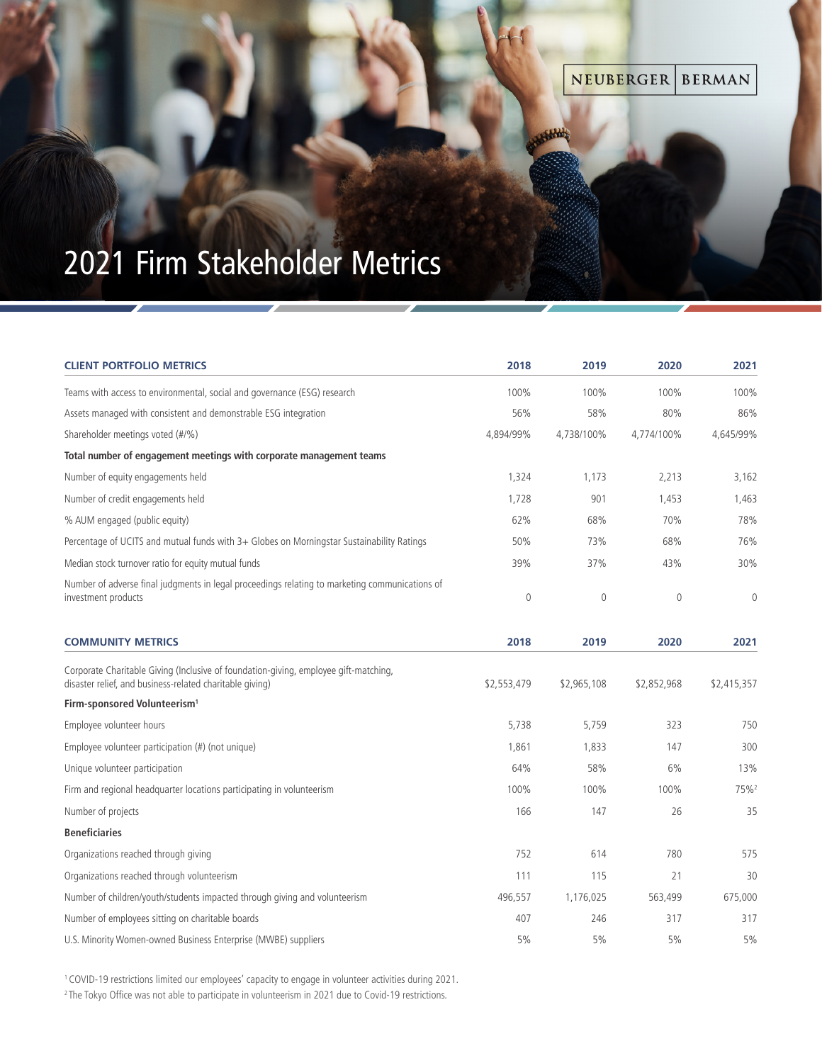# 2021 Firm Stakeholder Metrics

| CLIENT PORTFOLIO METRICS | 2018 | 2019 | 2020 | 2021 |
|---|---|---|---|---|
| Teams with access to environmental, social and governance (ESG) research | 100% | 100% | 100% | 100% |
| Assets managed with consistent and demonstrable ESG integration | 56% | 58% | 80% | 86% |
| Shareholder meetings voted (#/%) | 4,894/99% | 4,738/100% | 4,774/100% | 4,645/99% |
| **Total number of engagement meetings with corporate management teams** | | | | |
| Number of equity engagements held | 1,324 | 1,173 | 2,213 | 3,162 |
| Number of credit engagements held | 1,728 | 901 | 1,453 | 1,463 |
| % AUM engaged (public equity) | 62% | 68% | 70% | 78% |
| Percentage of UCITS and mutual funds with 3+ Globes on Morningstar Sustainability Ratings | 50% | 73% | 68% | 76% |
| Median stock turnover ratio for equity mutual funds | 39% | 37% | 43% | 30% |
| Number of adverse final judgments in legal proceedings relating to marketing communications of investment products | 0 | 0 | 0 | 0 |

| COMMUNITY METRICS | 2018 | 2019 | 2020 | 2021 |
|---|---|---|---|---|
| Corporate Charitable Giving (Inclusive of foundation-giving, employee gift-matching, disaster relief, and business-related charitable giving) | $2,553,479 | $2,965,108 | $2,852,968 | $2,415,357 |
| **Firm-sponsored Volunteerism[1]** | | | | |
| Employee volunteer hours | 5,738 | 5,759 | 323 | 750 |
| Employee volunteer participation (#) (not unique) | 1,861 | 1,833 | 147 | 300 |
| Unique volunteer participation | 64% | 58% | 6% | 13% |
| Firm and regional headquarter locations participating in volunteerism | 100% | 100% | 100% | 75%[2] |
| Number of projects | 166 | 147 | 26 | 35 |
| **Beneficiaries** | | | | |
| Organizations reached through giving | 752 | 614 | 780 | 575 |
| Organizations reached through volunteerism | 111 | 115 | 21 | 30 |
| Number of children/youth/students impacted through giving and volunteerism | 496,557 | 1,176,025 | 563,499 | 675,000 |
| Number of employees sitting on charitable boards | 407 | 246 | 317 | 317 |
| U.S. Minority Women-owned Business Enterprise (MWBE) suppliers | 5% | 5% | 5% | 5% |

[1] COVID-19 restrictions limited our employees' capacity to engage in volunteer activities during 2021.

[2] The Tokyo Office was not able to participate in volunteerism in 2021 due to Covid-19 restrictions.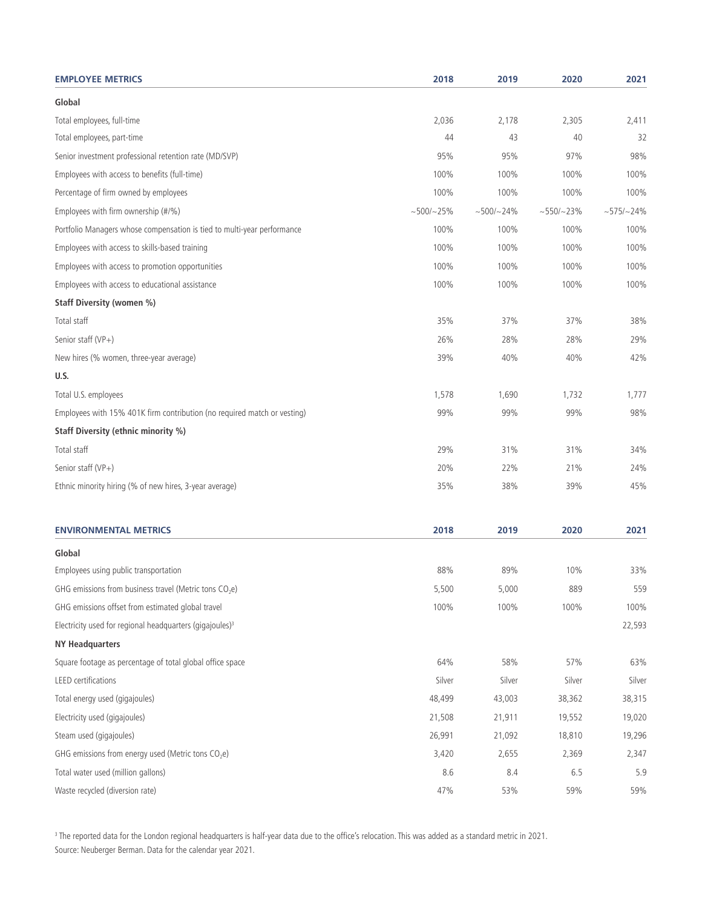| EMPLOYEE METRICS | 2018 | 2019 | 2020 | 2021 |
|---|---|---|---|---|
| **Global** | | | | |
| Total employees, full-time | 2,036 | 2,178 | 2,305 | 2,411 |
| Total employees, part-time | 44 | 43 | 40 | 32 |
| Senior investment professional retention rate (MD/SVP) | 95% | 95% | 97% | 98% |
| Employees with access to benefits (full-time) | 100% | 100% | 100% | 100% |
| Percentage of firm owned by employees | 100% | 100% | 100% | 100% |
| Employees with firm ownership (#/%) | ~500/~25% | ~500/~24% | ~550/~23% | ~575/~24% |
| Portfolio Managers whose compensation is tied to multi-year performance | 100% | 100% | 100% | 100% |
| Employees with access to skills-based training | 100% | 100% | 100% | 100% |
| Employees with access to promotion opportunities | 100% | 100% | 100% | 100% |
| Employees with access to educational assistance | 100% | 100% | 100% | 100% |
| **Staff Diversity (women %)** | | | | |
| Total staff | 35% | 37% | 37% | 38% |
| Senior staff (VP+) | 26% | 28% | 28% | 29% |
| New hires (% women, three-year average) | 39% | 40% | 40% | 42% |
| **U.S.** | | | | |
| Total U.S. employees | 1,578 | 1,690 | 1,732 | 1,777 |
| Employees with 15% 401K firm contribution (no required match or vesting) | 99% | 99% | 99% | 98% |
| **Staff Diversity (ethnic minority %)** | | | | |
| Total staff | 29% | 31% | 31% | 34% |
| Senior staff (VP+) | 20% | 22% | 21% | 24% |
| Ethnic minority hiring (% of new hires, 3-year average) | 35% | 38% | 39% | 45% |

| ENVIRONMENTAL METRICS | 2018 | 2019 | 2020 | 2021 |
|---|---|---|---|---|
| **Global** | | | | |
| Employees using public transportation | 88% | 89% | 10% | 33% |
| GHG emissions from business travel (Metric tons $CO_2e$) | 5,500 | 5,000 | 889 | 559 |
| GHG emissions offset from estimated global travel | 100% | 100% | 100% | 100% |
| Electricity used for regional headquarters (gigajoules)[3] | | | | 22,593 |
| **NY Headquarters** | | | | |
| Square footage as percentage of total global office space | 64% | 58% | 57% | 63% |
| LEED certifications | Silver | Silver | Silver | Silver |
| Total energy used (gigajoules) | 48,499 | 43,003 | 38,362 | 38,315 |
| Electricity used (gigajoules) | 21,508 | 21,911 | 19,552 | 19,020 |
| Steam used (gigajoules) | 26,991 | 21,092 | 18,810 | 19,296 |
| GHG emissions from energy used (Metric tons $CO_2e$) | 3,420 | 2,655 | 2,369 | 2,347 |
| Total water used (million gallons) | 8.6 | 8.4 | 6.5 | 5.9 |
| Waste recycled (diversion rate) | 47% | 53% | 59% | 59% |

[3] The reported data for the London regional headquarters is half-year data due to the office's relocation. This was added as a standard metric in 2021.

Source: Neuberger Berman. Data for the calendar year 2021.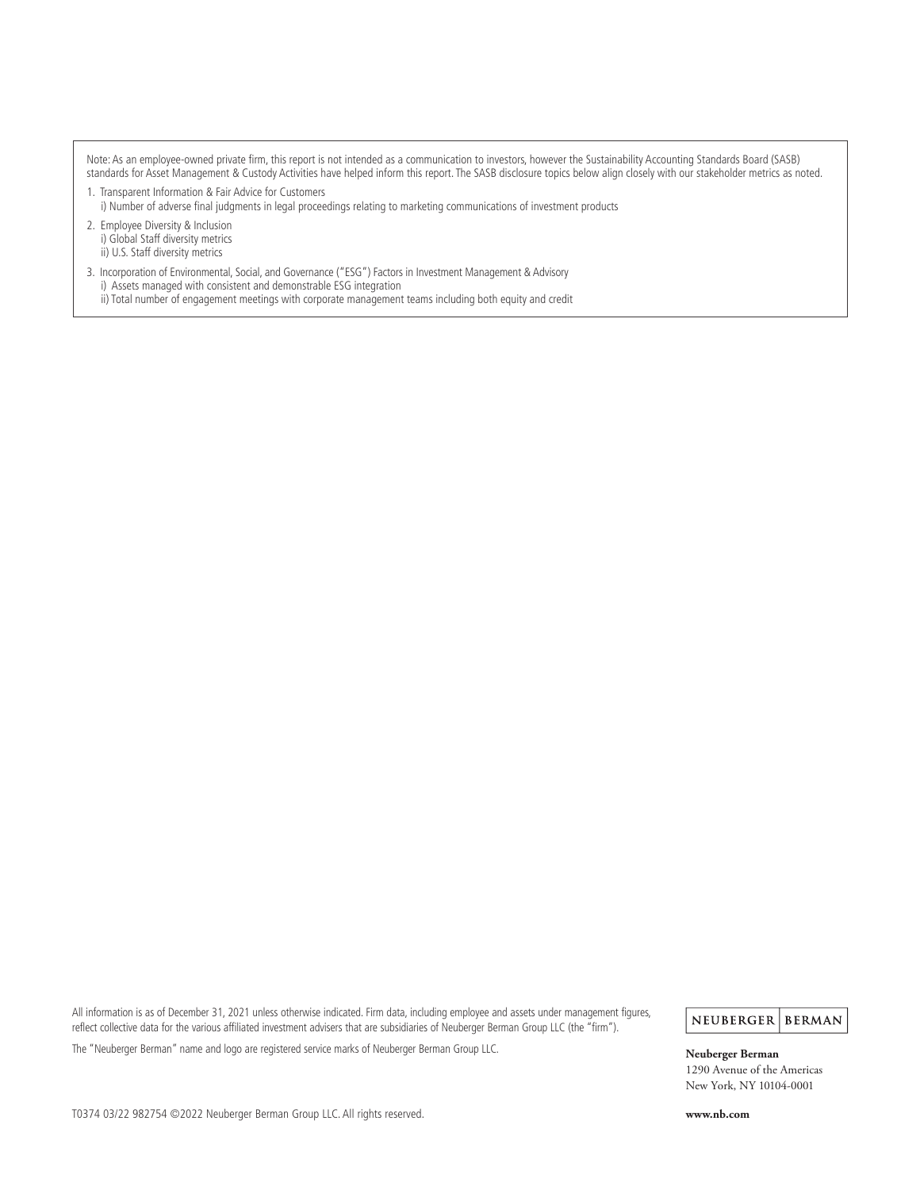Note: As an employee-owned private firm, this report is not intended as a communication to investors, however the Sustainability Accounting Standards Board (SASB) standards for Asset Management & Custody Activities have helped inform this report. The SASB disclosure topics below align closely with our stakeholder metrics as noted.

1. Transparent Information & Fair Advice for Customers
   i) Number of adverse final judgments in legal proceedings relating to marketing communications of investment products
2. Employee Diversity & Inclusion
   i) Global Staff diversity metrics
   ii) U.S. Staff diversity metrics
3. Incorporation of Environmental, Social, and Governance ("ESG") Factors in Investment Management & Advisory
   i) Assets managed with consistent and demonstrable ESG integration
   ii) Total number of engagement meetings with corporate management teams including both equity and credit

All information is as of December 31, 2021 unless otherwise indicated. Firm data, including employee and assets under management figures, reflect collective data for the various affiliated investment advisers that are subsidiaries of Neuberger Berman Group LLC (the "firm").

The "Neuberger Berman" name and logo are registered service marks of Neuberger Berman Group LLC.

T0374 03/22 982754 ©2022 Neuberger Berman Group LLC. All rights reserved.

NEUBERGER | BERMAN

**Neuberger Berman**
1290 Avenue of the Americas
New York, NY 10104-0001

**www.nb.com**